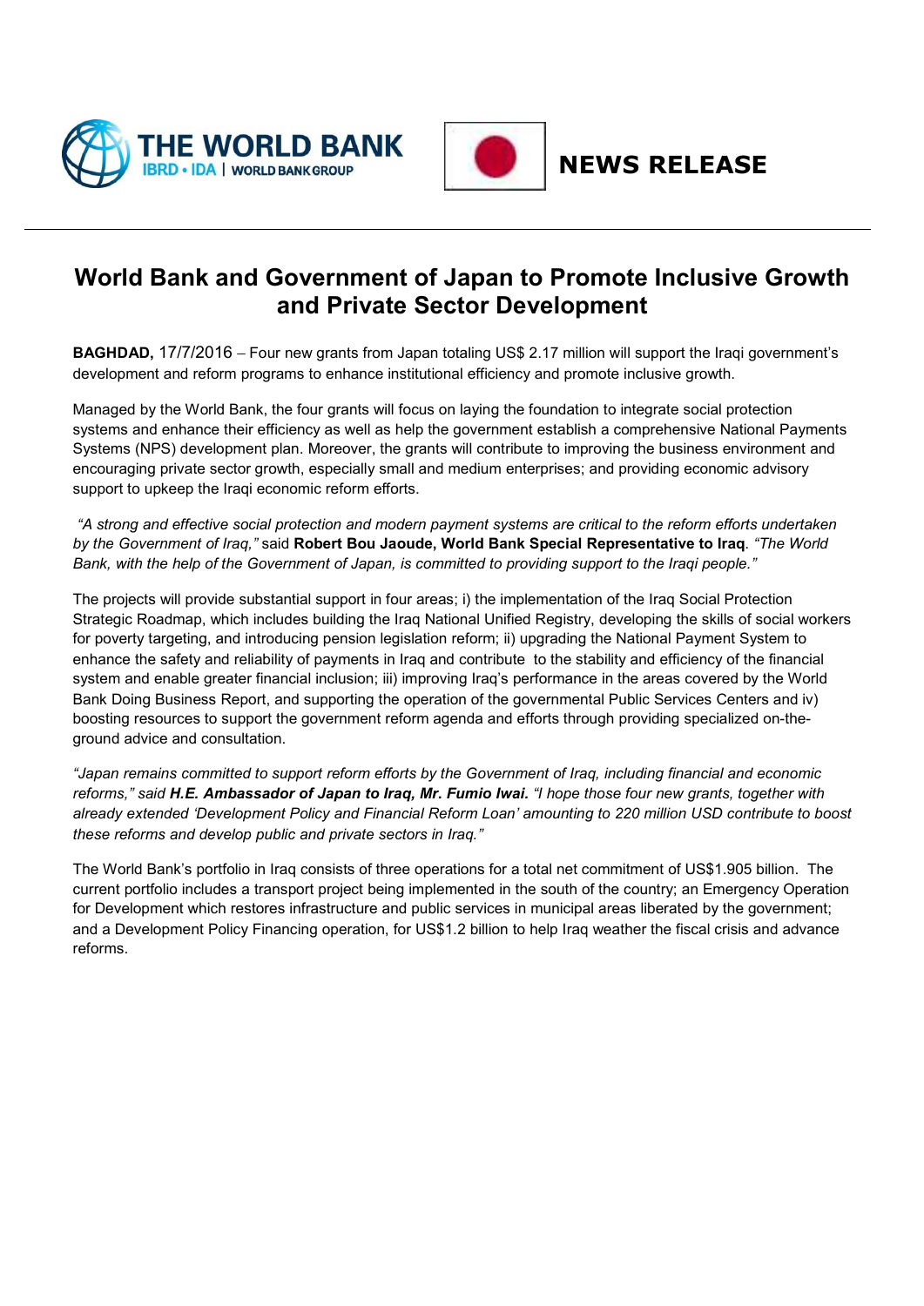THE WORLD BANK
IBRD • IDA | WORLD BANK GROUP

**NEWS RELEASE**

# World Bank and Government of Japan to Promote Inclusive Growth and Private Sector Development

**BAGHDAD,** 17/7/2016 – Four new grants from Japan totaling US$ 2.17 million will support the Iraqi government's development and reform programs to enhance institutional efficiency and promote inclusive growth.

Managed by the World Bank, the four grants will focus on laying the foundation to integrate social protection systems and enhance their efficiency as well as help the government establish a comprehensive National Payments Systems (NPS) development plan. Moreover, the grants will contribute to improving the business environment and encouraging private sector growth, especially small and medium enterprises; and providing economic advisory support to upkeep the Iraqi economic reform efforts.

*"A strong and effective social protection and modern payment systems are critical to the reform efforts undertaken by the Government of Iraq,"* said **Robert Bou Jaoude, World Bank Special Representative to Iraq**. *"The World Bank, with the help of the Government of Japan, is committed to providing support to the Iraqi people."*

The projects will provide substantial support in four areas; i) the implementation of the Iraq Social Protection Strategic Roadmap, which includes building the Iraq National Unified Registry, developing the skills of social workers for poverty targeting, and introducing pension legislation reform; ii) upgrading the National Payment System to enhance the safety and reliability of payments in Iraq and contribute to the stability and efficiency of the financial system and enable greater financial inclusion; iii) improving Iraq's performance in the areas covered by the World Bank Doing Business Report, and supporting the operation of the governmental Public Services Centers and iv) boosting resources to support the government reform agenda and efforts through providing specialized on-the-ground advice and consultation.

*"Japan remains committed to support reform efforts by the Government of Iraq, including financial and economic reforms," said **H.E. Ambassador of Japan to Iraq, Mr. Fumio Iwai.** "I hope those four new grants, together with already extended 'Development Policy and Financial Reform Loan' amounting to 220 million USD contribute to boost these reforms and develop public and private sectors in Iraq."*

The World Bank's portfolio in Iraq consists of three operations for a total net commitment of US$1.905 billion. The current portfolio includes a transport project being implemented in the south of the country; an Emergency Operation for Development which restores infrastructure and public services in municipal areas liberated by the government; and a Development Policy Financing operation, for US$1.2 billion to help Iraq weather the fiscal crisis and advance reforms.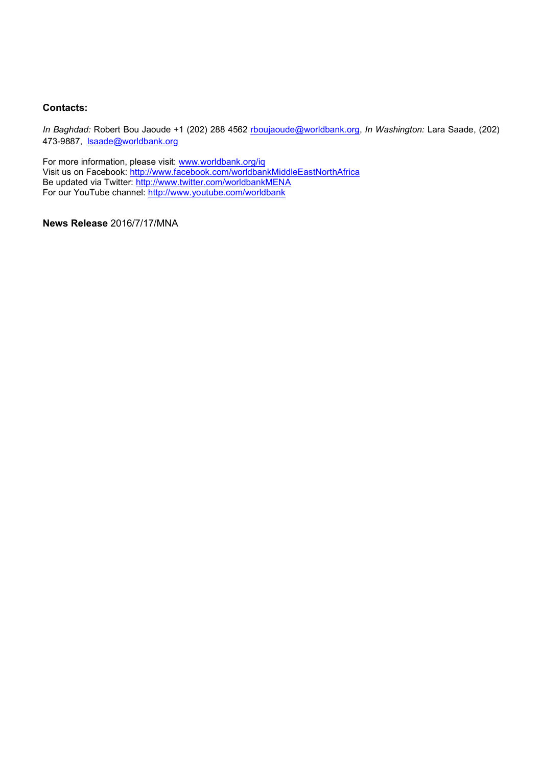**Contacts:**

*In Baghdad:* Robert Bou Jaoude +1 (202) 288 4562 rboujaoude@worldbank.org, *In Washington:* Lara Saade, (202) 473-9887, lsaade@worldbank.org

For more information, please visit: www.worldbank.org/iq
Visit us on Facebook: http://www.facebook.com/worldbankMiddleEastNorthAfrica
Be updated via Twitter: http://www.twitter.com/worldbankMENA
For our YouTube channel: http://www.youtube.com/worldbank

**News Release** 2016/7/17/MNA